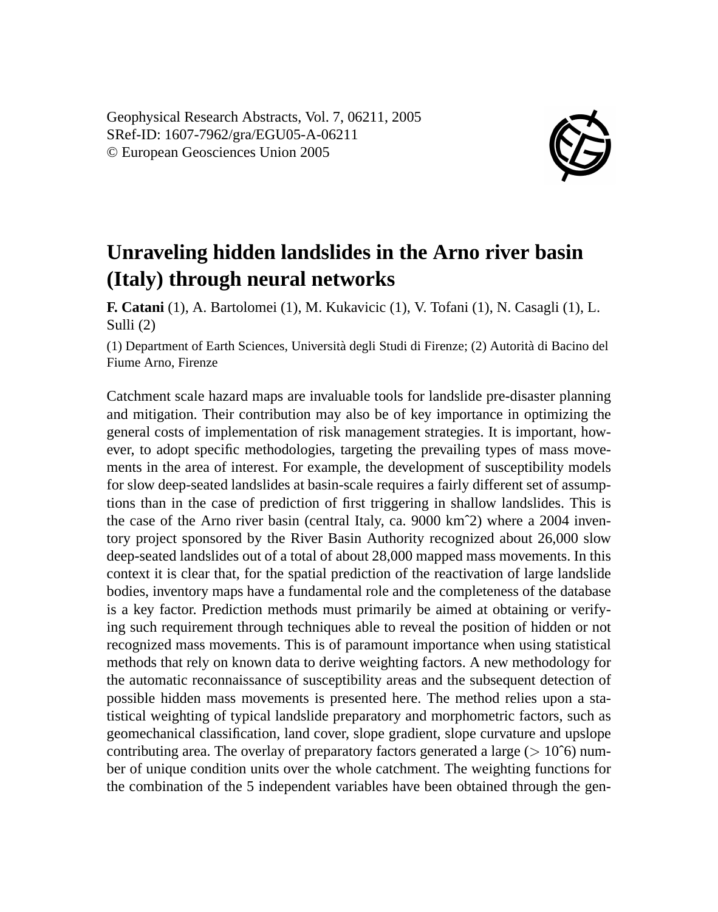# Unraveling hidden landslides in the Arno river basin (Italy) through neural networks

**F. Catani** (1), A. Bartolomei (1), M. Kukavicic (1), V. Tofani (1), N. Casagli (1), L. Sulli (2)

(1) Department of Earth Sciences, Università degli Studi di Firenze; (2) Autorità di Bacino del Fiume Arno, Firenze

Catchment scale hazard maps are invaluable tools for landslide pre-disaster planning and mitigation. Their contribution may also be of key importance in optimizing the general costs of implementation of risk management strategies. It is important, however, to adopt specific methodologies, targeting the prevailing types of mass movements in the area of interest. For example, the development of susceptibility models for slow deep-seated landslides at basin-scale requires a fairly different set of assumptions than in the case of prediction of first triggering in shallow landslides. This is the case of the Arno river basin (central Italy, ca. 9000 $km^2$) where a 2004 inventory project sponsored by the River Basin Authority recognized about 26,000 slow deep-seated landslides out of a total of about 28,000 mapped mass movements. In this context it is clear that, for the spatial prediction of the reactivation of large landslide bodies, inventory maps have a fundamental role and the completeness of the database is a key factor. Prediction methods must primarily be aimed at obtaining or verifying such requirement through techniques able to reveal the position of hidden or not recognized mass movements. This is of paramount importance when using statistical methods that rely on known data to derive weighting factors. A new methodology for the automatic reconnaissance of susceptibility areas and the subsequent detection of possible hidden mass movements is presented here. The method relies upon a statistical weighting of typical landslide preparatory and morphometric factors, such as geomechanical classification, land cover, slope gradient, slope curvature and upslope contributing area. The overlay of preparatory factors generated a large ($> 10^6$) number of unique condition units over the whole catchment. The weighting functions for the combination of the 5 independent variables have been obtained through the gen-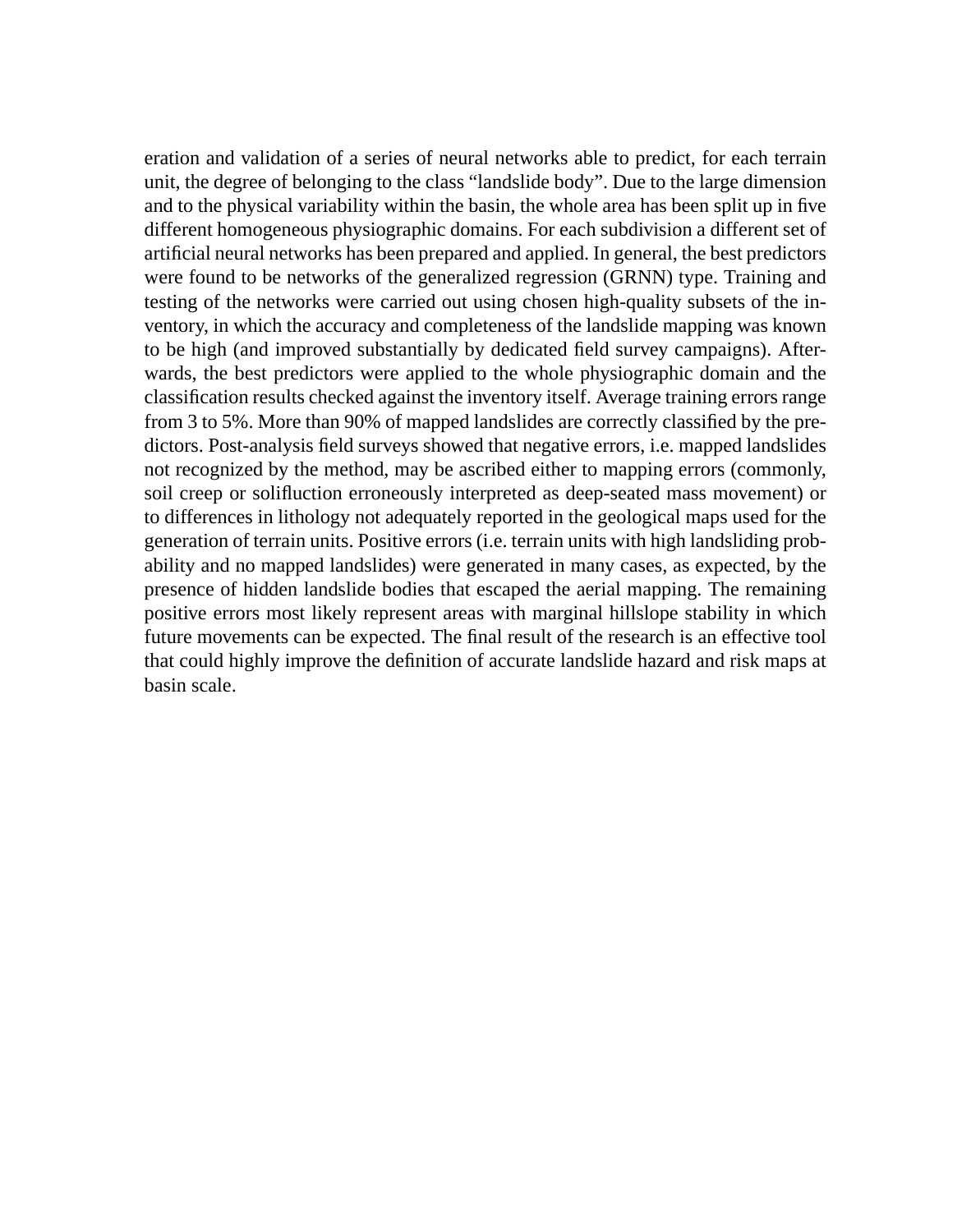eration and validation of a series of neural networks able to predict, for each terrain unit, the degree of belonging to the class "landslide body". Due to the large dimension and to the physical variability within the basin, the whole area has been split up in five different homogeneous physiographic domains. For each subdivision a different set of artificial neural networks has been prepared and applied. In general, the best predictors were found to be networks of the generalized regression (GRNN) type. Training and testing of the networks were carried out using chosen high-quality subsets of the inventory, in which the accuracy and completeness of the landslide mapping was known to be high (and improved substantially by dedicated field survey campaigns). Afterwards, the best predictors were applied to the whole physiographic domain and the classification results checked against the inventory itself. Average training errors range from 3 to 5%. More than 90% of mapped landslides are correctly classified by the predictors. Post-analysis field surveys showed that negative errors, i.e. mapped landslides not recognized by the method, may be ascribed either to mapping errors (commonly, soil creep or solifluction erroneously interpreted as deep-seated mass movement) or to differences in lithology not adequately reported in the geological maps used for the generation of terrain units. Positive errors (i.e. terrain units with high landsliding probability and no mapped landslides) were generated in many cases, as expected, by the presence of hidden landslide bodies that escaped the aerial mapping. The remaining positive errors most likely represent areas with marginal hillslope stability in which future movements can be expected. The final result of the research is an effective tool that could highly improve the definition of accurate landslide hazard and risk maps at basin scale.